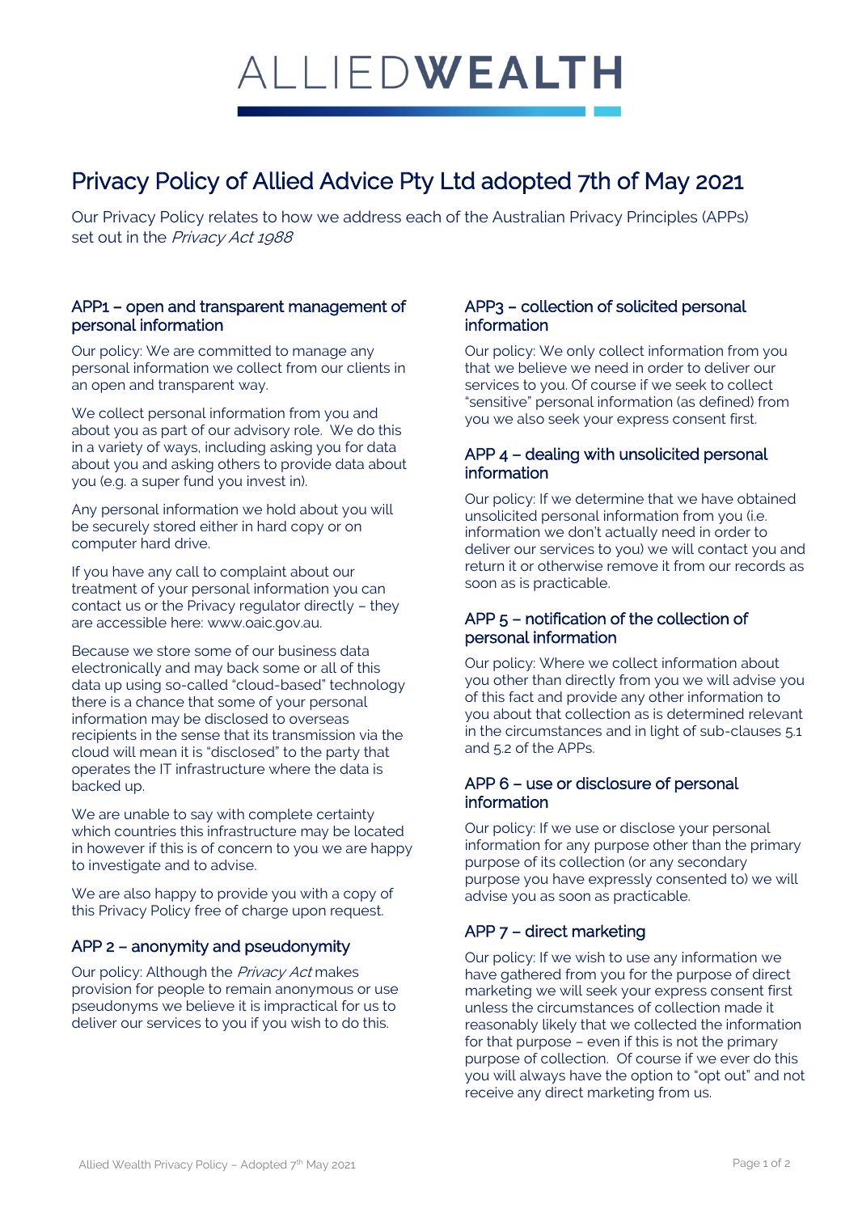# ALLIEDWEALTH

# Privacy Policy of Allied Advice Pty Ltd adopted 7th of May 2021

Our Privacy Policy relates to how we address each of the Australian Privacy Principles (APPs) set out in the *Privacy Act 1988*

## APP1 – open and transparent management of personal information

Our policy: We are committed to manage any personal information we collect from our clients in an open and transparent way.

We collect personal information from you and about you as part of our advisory role. We do this in a variety of ways, including asking you for data about you and asking others to provide data about you (e.g. a super fund you invest in).

Any personal information we hold about you will be securely stored either in hard copy or on computer hard drive.

If you have any call to complaint about our treatment of your personal information you can contact us or the Privacy regulator directly – they are accessible here: www.oaic.gov.au.

Because we store some of our business data electronically and may back some or all of this data up using so-called "cloud-based" technology there is a chance that some of your personal information may be disclosed to overseas recipients in the sense that its transmission via the cloud will mean it is "disclosed" to the party that operates the IT infrastructure where the data is backed up.

We are unable to say with complete certainty which countries this infrastructure may be located in however if this is of concern to you we are happy to investigate and to advise.

We are also happy to provide you with a copy of this Privacy Policy free of charge upon request.

## APP 2 – anonymity and pseudonymity

Our policy: Although the *Privacy Act* makes provision for people to remain anonymous or use pseudonyms we believe it is impractical for us to deliver our services to you if you wish to do this.

## APP3 – collection of solicited personal information

Our policy: We only collect information from you that we believe we need in order to deliver our services to you. Of course if we seek to collect "sensitive" personal information (as defined) from you we also seek your express consent first.

## APP 4 – dealing with unsolicited personal information

Our policy: If we determine that we have obtained unsolicited personal information from you (i.e. information we don't actually need in order to deliver our services to you) we will contact you and return it or otherwise remove it from our records as soon as is practicable.

## APP 5 – notification of the collection of personal information

Our policy: Where we collect information about you other than directly from you we will advise you of this fact and provide any other information to you about that collection as is determined relevant in the circumstances and in light of sub-clauses 5.1 and 5.2 of the APPs.

## APP 6 – use or disclosure of personal information

Our policy: If we use or disclose your personal information for any purpose other than the primary purpose of its collection (or any secondary purpose you have expressly consented to) we will advise you as soon as practicable.

## APP 7 – direct marketing

Our policy: If we wish to use any information we have gathered from you for the purpose of direct marketing we will seek your express consent first unless the circumstances of collection made it reasonably likely that we collected the information for that purpose – even if this is not the primary purpose of collection. Of course if we ever do this you will always have the option to "opt out" and not receive any direct marketing from us.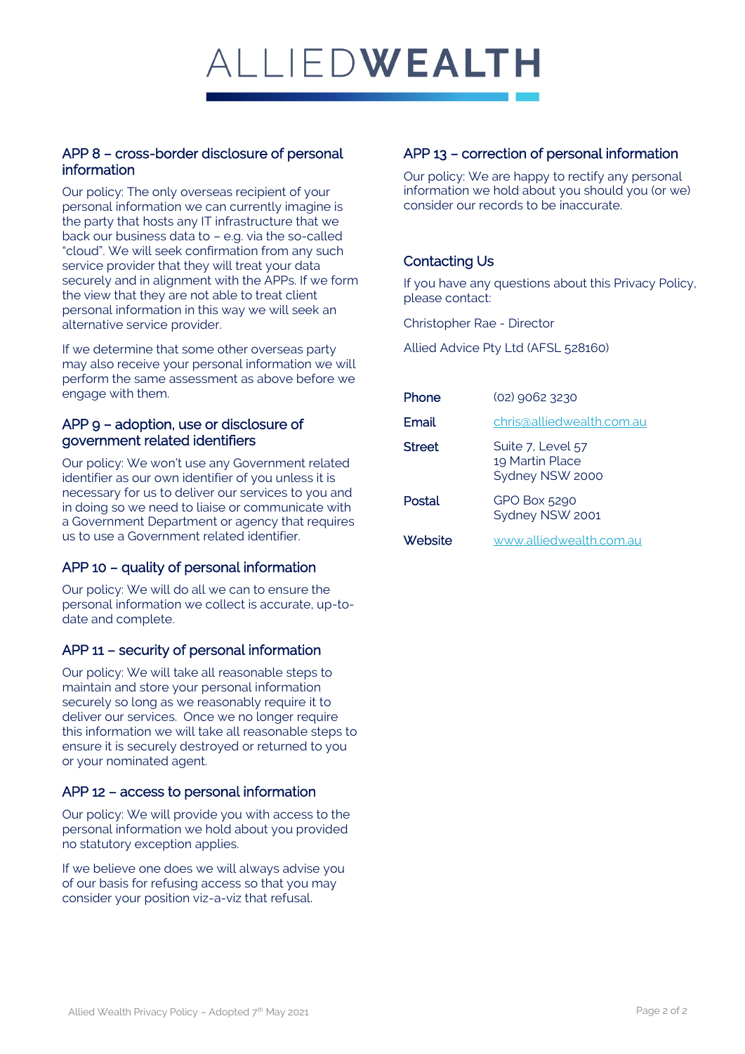## APP 8 – cross-border disclosure of personal information

Our policy: The only overseas recipient of your personal information we can currently imagine is the party that hosts any IT infrastructure that we back our business data to – e.g. via the so-called "cloud". We will seek confirmation from any such service provider that they will treat your data securely and in alignment with the APPs. If we form the view that they are not able to treat client personal information in this way we will seek an alternative service provider.

If we determine that some other overseas party may also receive your personal information we will perform the same assessment as above before we engage with them.

## APP 9 – adoption, use or disclosure of government related identifiers

Our policy: We won't use any Government related identifier as our own identifier of you unless it is necessary for us to deliver our services to you and in doing so we need to liaise or communicate with a Government Department or agency that requires us to use a Government related identifier.

## APP 10 – quality of personal information

Our policy: We will do all we can to ensure the personal information we collect is accurate, up-to-date and complete.

## APP 11 – security of personal information

Our policy: We will take all reasonable steps to maintain and store your personal information securely so long as we reasonably require it to deliver our services. Once we no longer require this information we will take all reasonable steps to ensure it is securely destroyed or returned to you or your nominated agent.

## APP 12 – access to personal information

Our policy: We will provide you with access to the personal information we hold about you provided no statutory exception applies.

If we believe one does we will always advise you of our basis for refusing access so that you may consider your position viz-a-viz that refusal.

## APP 13 – correction of personal information

Our policy: We are happy to rectify any personal information we hold about you should you (or we) consider our records to be inaccurate.

## Contacting Us

If you have any questions about this Privacy Policy, please contact:

Christopher Rae - Director

Allied Advice Pty Ltd (AFSL 528160)

| | |
|---|---|
| **Phone** | (02) 9062 3230 |
| **Email** | chris@alliedwealth.com.au |
| **Street** | Suite 7, Level 57<br>19 Martin Place<br>Sydney NSW 2000 |
| **Postal** | GPO Box 5290<br>Sydney NSW 2001 |
| **Website** | www.alliedwealth.com.au |